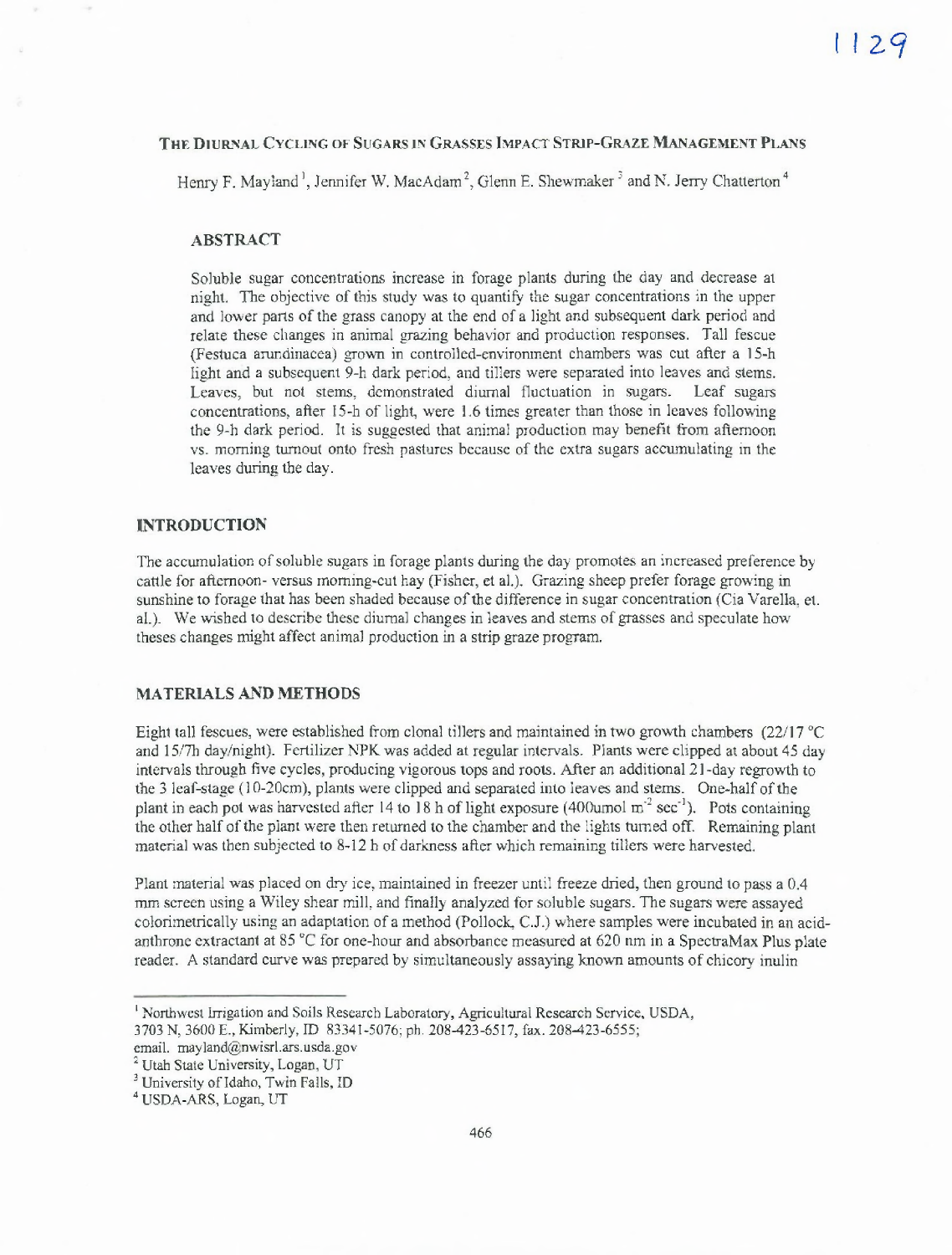# THE DIURNAL CYCLING OF SUGARS IN GRASSES IMPACT STRIP-GRAZE MANAGEMENT PLANS

Henry F. Mayland[1], Jennifer W. MacAdam[2], Glenn E. Shewmaker[3] and N. Jerry Chatterton[4]

## ABSTRACT

Soluble sugar concentrations increase in forage plants during the day and decrease at night. The objective of this study was to quantify the sugar concentrations in the upper and lower parts of the grass canopy at the end of a light and subsequent dark period and relate these changes in animal grazing behavior and production responses. Tall fescue (Festuca arundinacea) grown in controlled-environment chambers was cut after a 15-h light and a subsequent 9-h dark period, and tillers were separated into leaves and stems. Leaves, but not stems, demonstrated diurnal fluctuation in sugars. Leaf sugars concentrations, after 15-h of light, were 1.6 times greater than those in leaves following the 9-h dark period. It is suggested that animal production may benefit from afternoon vs. morning turnout onto fresh pastures because of the extra sugars accumulating in the leaves during the day.

## INTRODUCTION

The accumulation of soluble sugars in forage plants during the day promotes an increased preference by cattle for afternoon- versus morning-cut hay (Fisher, et al.). Grazing sheep prefer forage growing in sunshine to forage that has been shaded because of the difference in sugar concentration (Cia Varella, et. al.). We wished to describe these diurnal changes in leaves and stems of grasses and speculate how theses changes might affect animal production in a strip graze program.

## MATERIALS AND METHODS

Eight tall fescues, were established from clonal tillers and maintained in two growth chambers (22/17 °C and 15/7h day/night). Fertilizer NPK was added at regular intervals. Plants were clipped at about 45 day intervals through five cycles, producing vigorous tops and roots. After an additional 21-day regrowth to the 3 leaf-stage (10-20cm), plants were clipped and separated into leaves and stems. One-half of the plant in each pot was harvested after 14 to 18 h of light exposure (400umol $m^{-2}$ $sec^{-1}$). Pots containing the other half of the plant were then returned to the chamber and the lights turned off. Remaining plant material was then subjected to 8-12 h of darkness after which remaining tillers were harvested.

Plant material was placed on dry ice, maintained in freezer until freeze dried, then ground to pass a 0.4 mm screen using a Wiley shear mill, and finally analyzed for soluble sugars. The sugars were assayed colorimetrically using an adaptation of a method (Pollock, C.J.) where samples were incubated in an acid-anthrone extractant at 85 °C for one-hour and absorbance measured at 620 nm in a SpectraMax Plus plate reader. A standard curve was prepared by simultaneously assaying known amounts of chicory inulin

---

[1] Northwest Irrigation and Soils Research Laboratory, Agricultural Research Service, USDA, 3703 N, 3600 E., Kimberly, ID 83341-5076; ph. 208-423-6517, fax. 208-423-6555; email. mayland@nwisrl.ars.usda.gov

[2] Utah State University, Logan, UT

[3] University of Idaho, Twin Falls, ID

[4] USDA-ARS, Logan, UT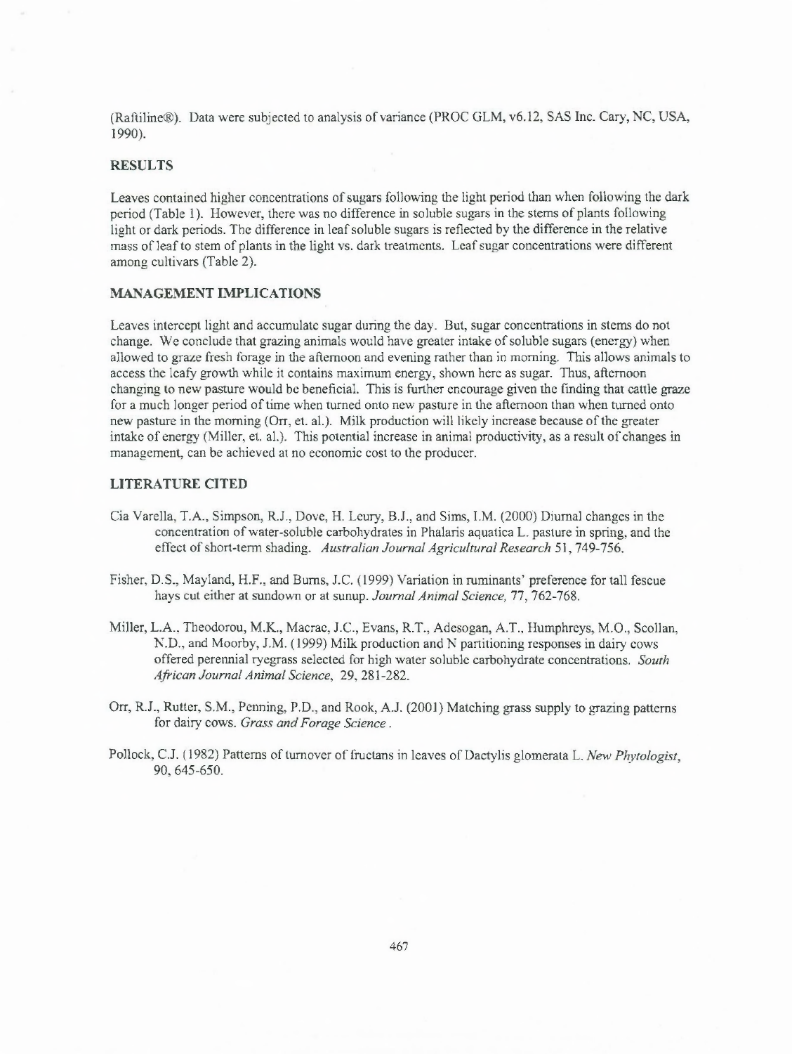(Raftiline®). Data were subjected to analysis of variance (PROC GLM, v6.12, SAS Inc. Cary, NC, USA, 1990).

## RESULTS

Leaves contained higher concentrations of sugars following the light period than when following the dark period (Table 1). However, there was no difference in soluble sugars in the stems of plants following light or dark periods. The difference in leaf soluble sugars is reflected by the difference in the relative mass of leaf to stem of plants in the light vs. dark treatments. Leaf sugar concentrations were different among cultivars (Table 2).

## MANAGEMENT IMPLICATIONS

Leaves intercept light and accumulate sugar during the day. But, sugar concentrations in stems do not change. We conclude that grazing animals would have greater intake of soluble sugars (energy) when allowed to graze fresh forage in the afternoon and evening rather than in morning. This allows animals to access the leafy growth while it contains maximum energy, shown here as sugar. Thus, afternoon changing to new pasture would be beneficial. This is further encourage given the finding that cattle graze for a much longer period of time when turned onto new pasture in the afternoon than when turned onto new pasture in the morning (Orr, et. al.). Milk production will likely increase because of the greater intake of energy (Miller, et. al.). This potential increase in animal productivity, as a result of changes in management, can be achieved at no economic cost to the producer.

## LITERATURE CITED

Cia Varella, T.A., Simpson, R.J., Dove, H. Leury, B.J., and Sims, I.M. (2000) Diurnal changes in the concentration of water-soluble carbohydrates in Phalaris aquatica L. pasture in spring, and the effect of short-term shading. *Australian Journal Agricultural Research* 51, 749-756.

Fisher, D.S., Mayland, H.F., and Burns, J.C. (1999) Variation in ruminants' preference for tall fescue hays cut either at sundown or at sunup. *Journal Animal Science,* 77, 762-768.

Miller, L.A., Theodorou, M.K., Macrae, J.C., Evans, R.T., Adesogan, A.T., Humphreys, M.O., Scollan, N.D., and Moorby, J.M. (1999) Milk production and N partitioning responses in dairy cows offered perennial ryegrass selected for high water soluble carbohydrate concentrations. *South African Journal Animal Science,* 29, 281-282.

Orr, R.J., Rutter, S.M., Penning, P.D., and Rook, A.J. (2001) Matching grass supply to grazing patterns for dairy cows. *Grass and Forage Science*.

Pollock, C.J. (1982) Patterns of turnover of fructans in leaves of Dactylis glomerata L. *New Phytologist,* 90, 645-650.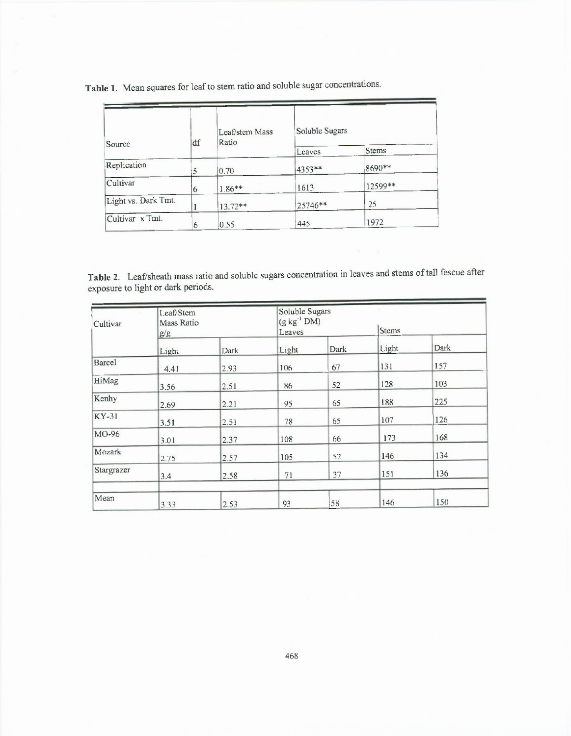**Table 1.** Mean squares for leaf to stem ratio and soluble sugar concentrations.

| Source | df | Leaf/stem Mass Ratio | Soluble Sugars | |
|---|---|---|---|---|
| | | | Leaves | Stems |
| Replication | 5 | 0.70 | 4353** | 8690** |
| Cultivar | 6 | 1.86** | 1613 | 12599** |
| Light vs. Dark Tmt. | 1 | 13.72** | 25746** | 25 |
| Cultivar x Tmt. | 6 | 0.55 | 445 | 1972 |

**Table 2.** Leaf/sheath mass ratio and soluble sugars concentration in leaves and stems of tall fescue after exposure to light or dark periods.

| Cultivar | Leaf/Stem Mass Ratio g/g | | Soluble Sugars ($g\ kg^{-1}$ DM) Leaves | | Stems | |
|---|---|---|---|---|---|---|
| | Light | Dark | Light | Dark | Light | Dark |
| Barcel | 4.41 | 2.93 | 106 | 67 | 131 | 157 |
| HiMag | 3.56 | 2.51 | 86 | 52 | 128 | 103 |
| Kenhy | 2.69 | 2.21 | 95 | 65 | 188 | 225 |
| KY-31 | 3.51 | 2.51 | 78 | 65 | 107 | 126 |
| MO-96 | 3.01 | 2.37 | 108 | 66 | 173 | 168 |
| Mozark | 2.75 | 2.57 | 105 | 52 | 146 | 134 |
| Stargrazer | 3.4 | 2.58 | 71 | 37 | 151 | 136 |
| | | | | | | |
| Mean | 3.33 | 2.53 | 93 | 58 | 146 | 150 |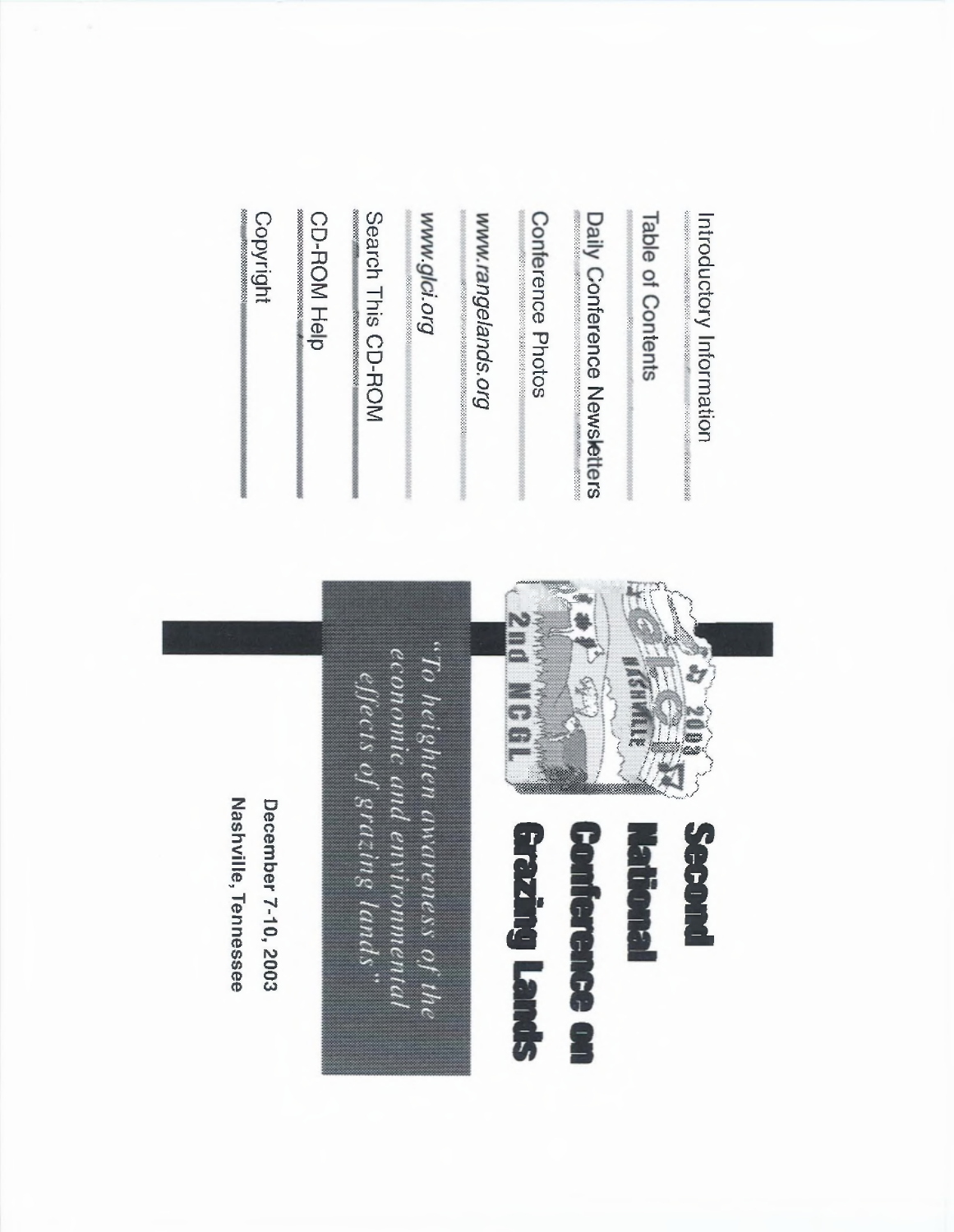# Second National Conference on Grazing Lands

*"To heighten awareness of the economic and environmental effects of grazing lands".*

December 7-10, 2003
Nashville, Tennessee

- Introductory Information
- Table of Contents
- Daily Conference Newsletters
- Conference Photos
- *www.rangelands.org*
- *www.glci.org*
- Search This CD-ROM
- CD-ROM Help
- Copyright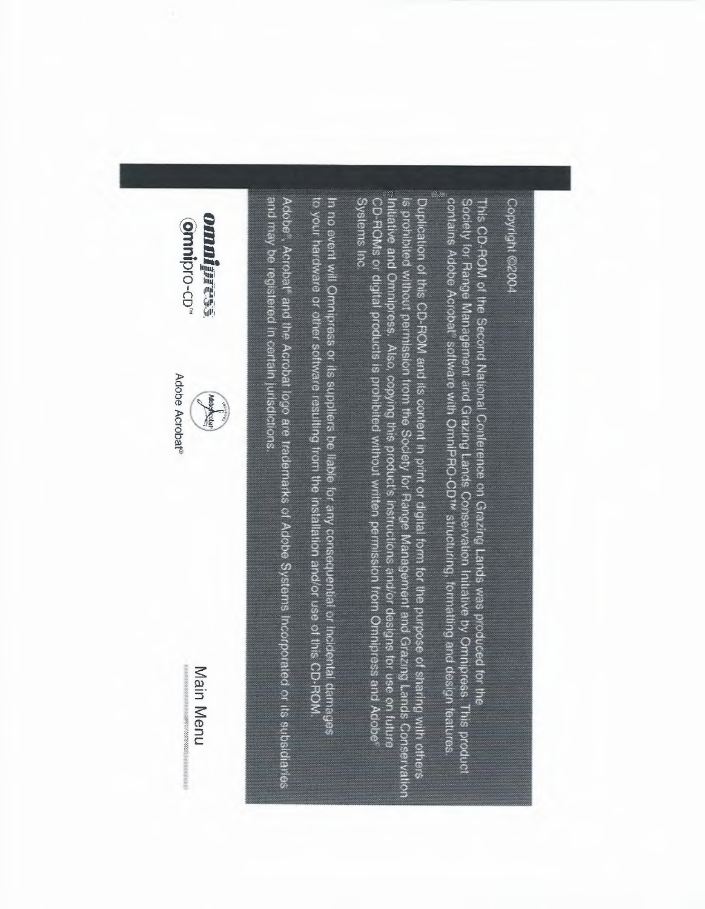## Copyright ©2004

This CD-ROM of the Second National Conference on Grazing Lands was produced for the Society for Range Management and Grazing Lands Conservation Initiative by Omnipress. This product contains Adobe Acrobat® software with OmniPRO-CD™ structuring, formatting and design features.

Duplication of this CD-ROM and its content in print or digital form for the purpose of sharing with others is prohibited without permission from the Society for Range Management and Grazing Lands Conservation Initiative and Omnipress. Also, copying this product's instructions and/or designs for use on future CD-ROMs or digital products is prohibited without written permission from Omnipress and Adobe® Systems Inc.

In no event will Omnipress or its suppliers be liable for any consequential or incidental damages to your hardware or other software resulting from the installation and/or use of this CD-ROM.

Adobe®, Acrobat® and the Acrobat logo are trademarks of Adobe Systems Incorporated or its subsidiaries and may be registered in certain jurisdictions.

omnipress

omnipro-CD™

Adobe Acrobat®

Main Menu